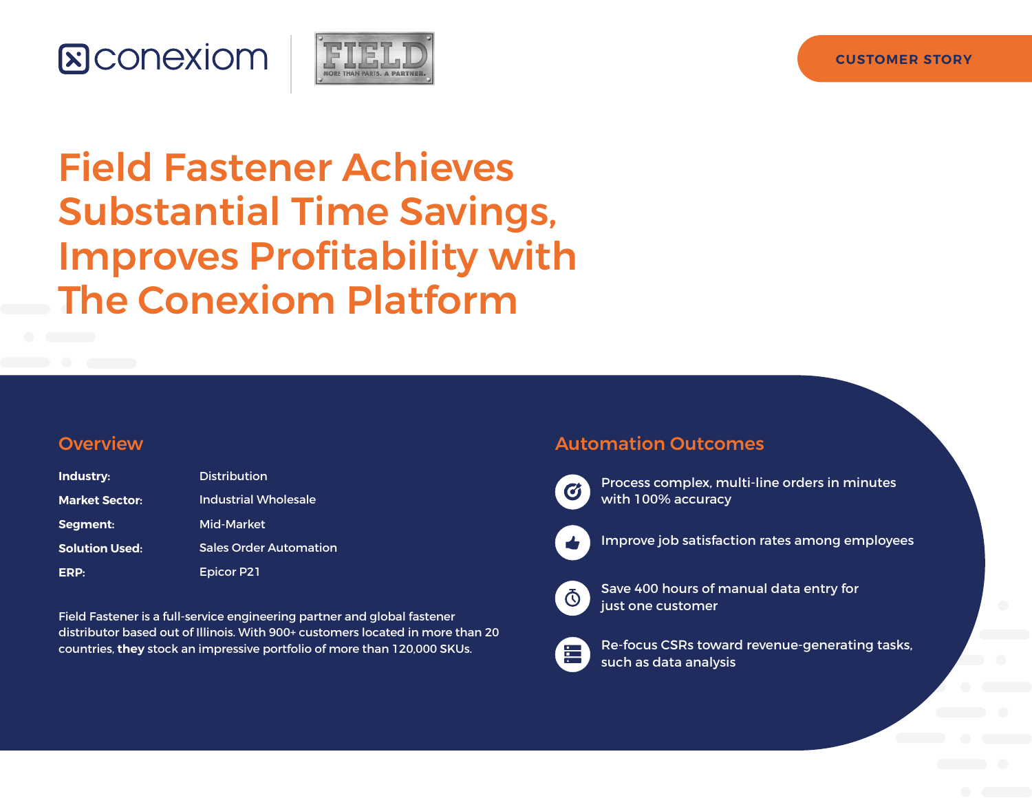CUSTOMER STORY

# Field Fastener Achieves Substantial Time Savings, Improves Profitability with The Conexiom Platform

## Overview

| | |
|---|---|
| **Industry:** | Distribution |
| **Market Sector:** | Industrial Wholesale |
| **Segment:** | Mid-Market |
| **Solution Used:** | Sales Order Automation |
| **ERP:** | Epicor P21 |

Field Fastener is a full-service engineering partner and global fastener distributor based out of Illinois. With 900+ customers located in more than 20 countries, **they** stock an impressive portfolio of more than 120,000 SKUs.

## Automation Outcomes

- Process complex, multi-line orders in minutes with 100% accuracy
- Improve job satisfaction rates among employees
- Save 400 hours of manual data entry for just one customer
- Re-focus CSRs toward revenue-generating tasks, such as data analysis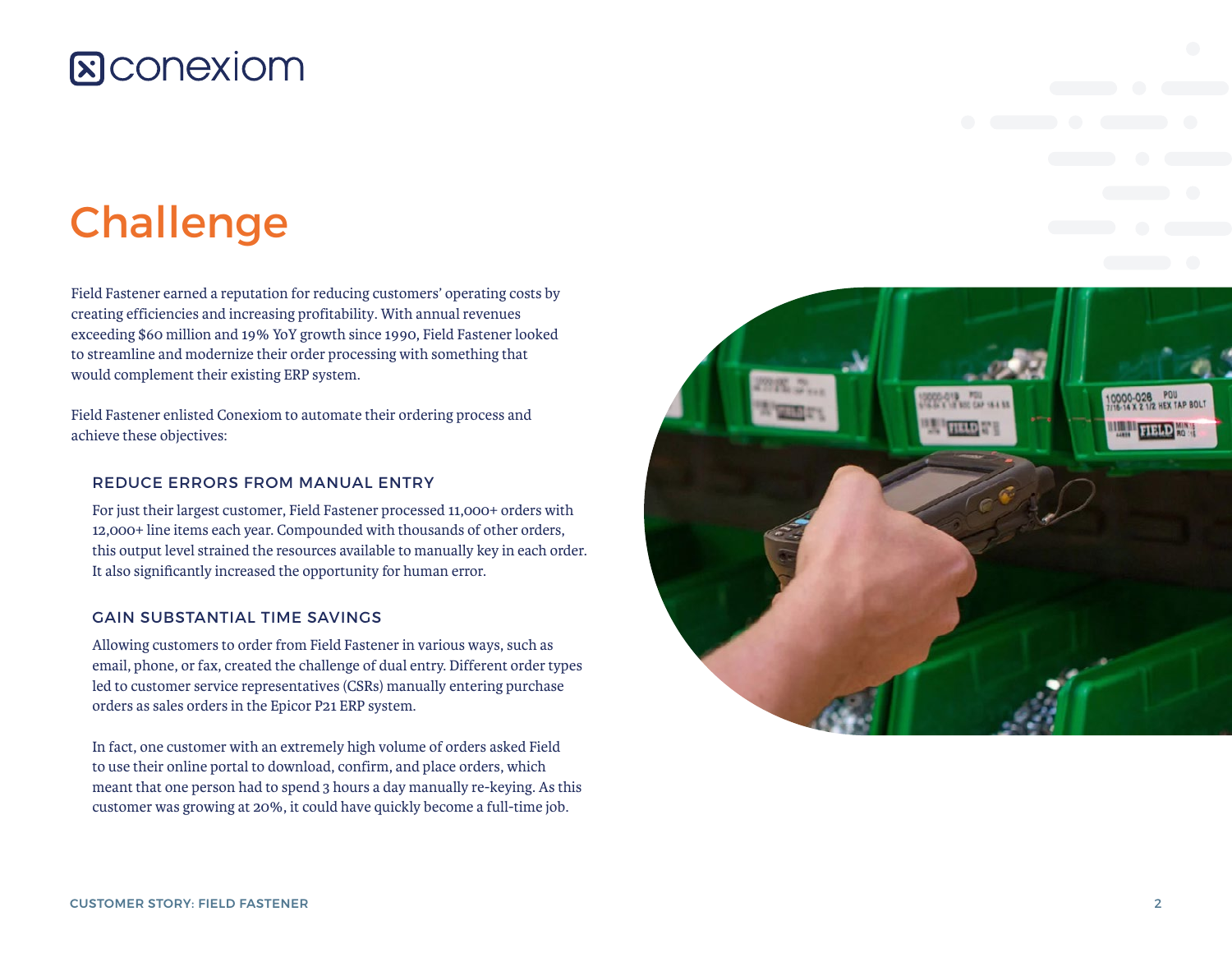# Challenge

Field Fastener earned a reputation for reducing customers' operating costs by creating efficiencies and increasing profitability. With annual revenues exceeding $60 million and 19% YoY growth since 1990, Field Fastener looked to streamline and modernize their order processing with something that would complement their existing ERP system.

Field Fastener enlisted Conexiom to automate their ordering process and achieve these objectives:

### REDUCE ERRORS FROM MANUAL ENTRY

For just their largest customer, Field Fastener processed 11,000+ orders with 12,000+ line items each year. Compounded with thousands of other orders, this output level strained the resources available to manually key in each order. It also significantly increased the opportunity for human error.

### GAIN SUBSTANTIAL TIME SAVINGS

Allowing customers to order from Field Fastener in various ways, such as email, phone, or fax, created the challenge of dual entry. Different order types led to customer service representatives (CSRs) manually entering purchase orders as sales orders in the Epicor P21 ERP system.

In fact, one customer with an extremely high volume of orders asked Field to use their online portal to download, confirm, and place orders, which meant that one person had to spend 3 hours a day manually re-keying. As this customer was growing at 20%, it could have quickly become a full-time job.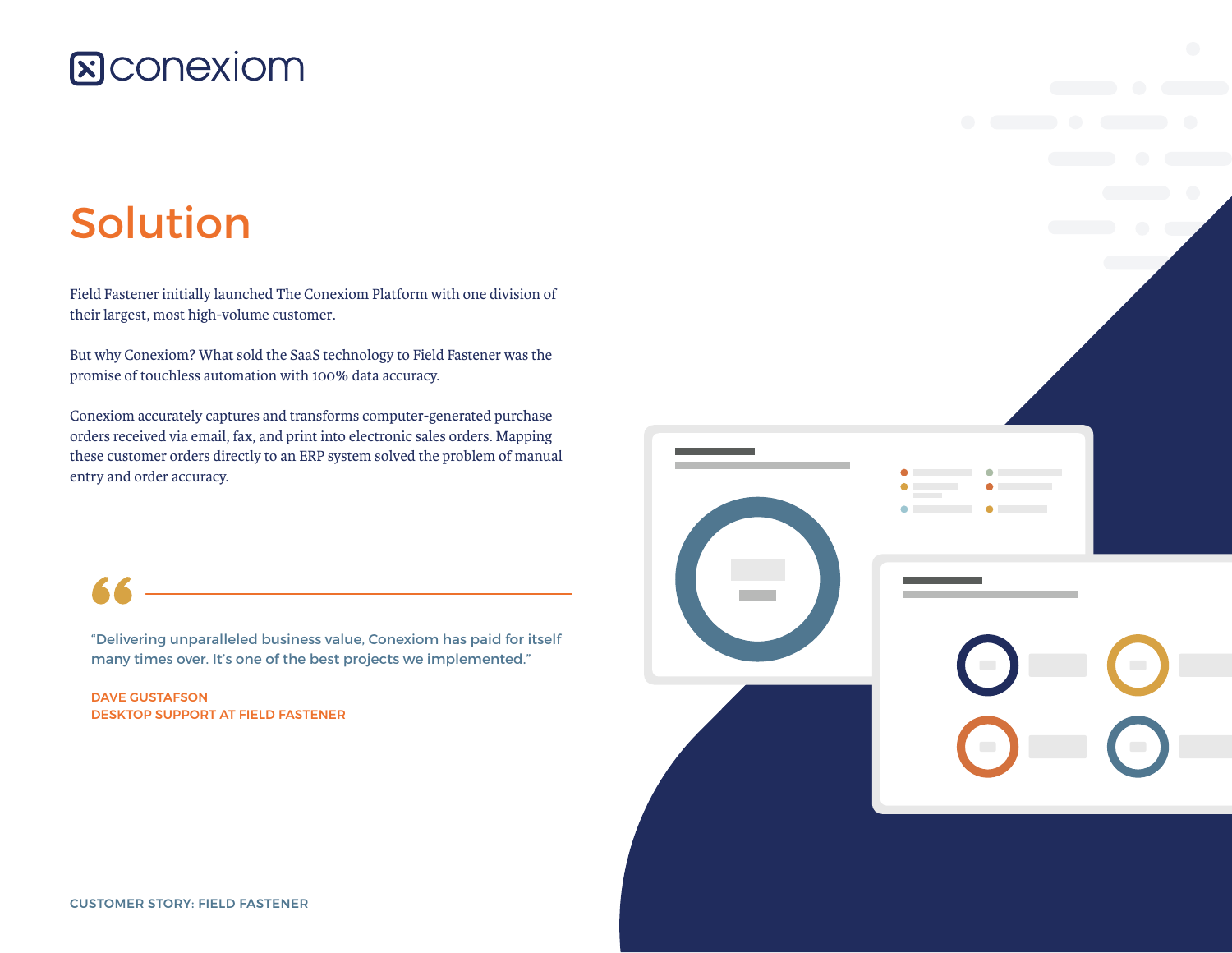# Solution

Field Fastener initially launched The Conexiom Platform with one division of their largest, most high-volume customer.

But why Conexiom? What sold the SaaS technology to Field Fastener was the promise of touchless automation with 100% data accuracy.

Conexiom accurately captures and transforms computer-generated purchase orders received via email, fax, and print into electronic sales orders. Mapping these customer orders directly to an ERP system solved the problem of manual entry and order accuracy.

> "Delivering unparalleled business value, Conexiom has paid for itself many times over. It's one of the best projects we implemented."
>
> DAVE GUSTAFSON
> DESKTOP SUPPORT AT FIELD FASTENER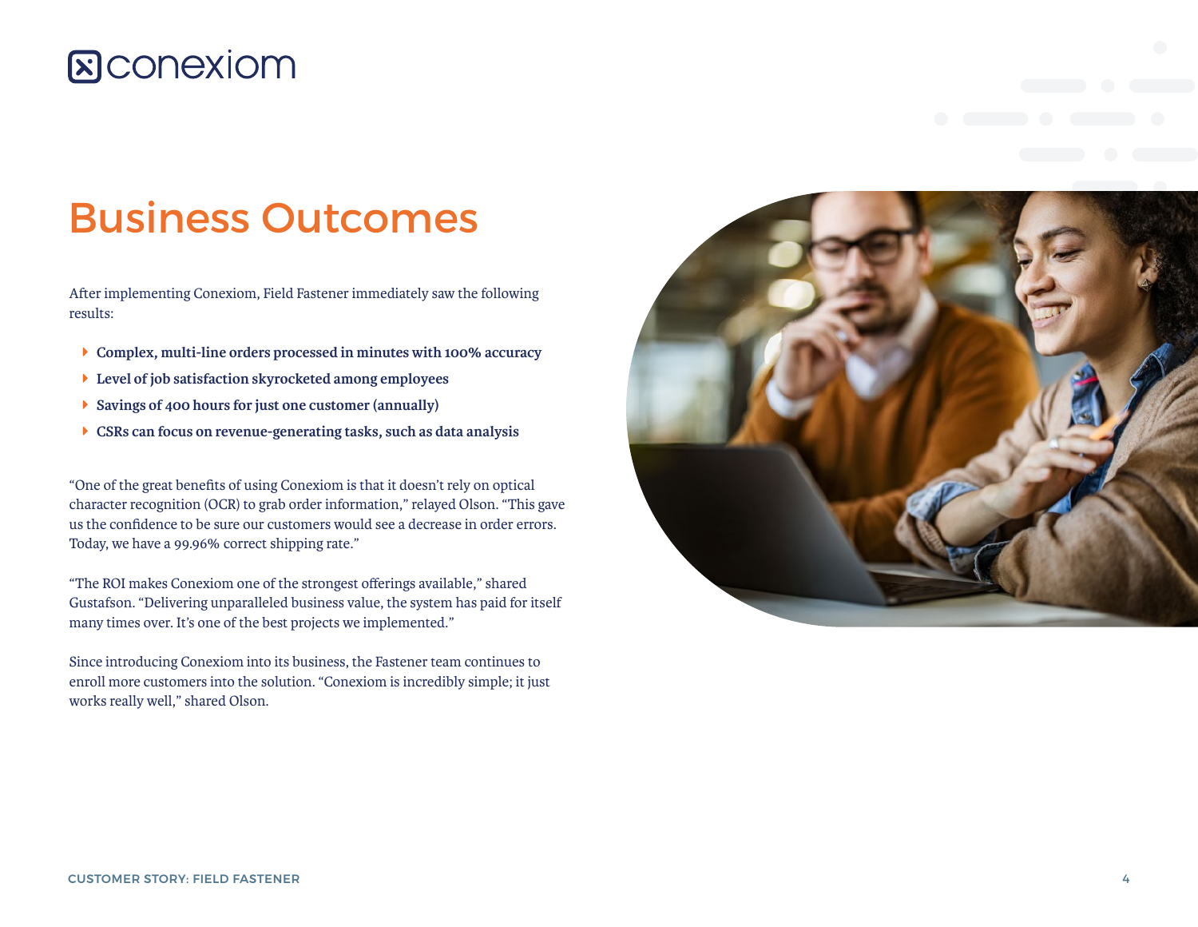# Business Outcomes

After implementing Conexiom, Field Fastener immediately saw the following results:

- **Complex, multi-line orders processed in minutes with 100% accuracy**
- **Level of job satisfaction skyrocketed among employees**
- **Savings of 400 hours for just one customer (annually)**
- **CSRs can focus on revenue-generating tasks, such as data analysis**

"One of the great benefits of using Conexiom is that it doesn't rely on optical character recognition (OCR) to grab order information," relayed Olson. "This gave us the confidence to be sure our customers would see a decrease in order errors. Today, we have a 99.96% correct shipping rate."

"The ROI makes Conexiom one of the strongest offerings available," shared Gustafson. "Delivering unparalleled business value, the system has paid for itself many times over. It's one of the best projects we implemented."

Since introducing Conexiom into its business, the Fastener team continues to enroll more customers into the solution. "Conexiom is incredibly simple; it just works really well," shared Olson.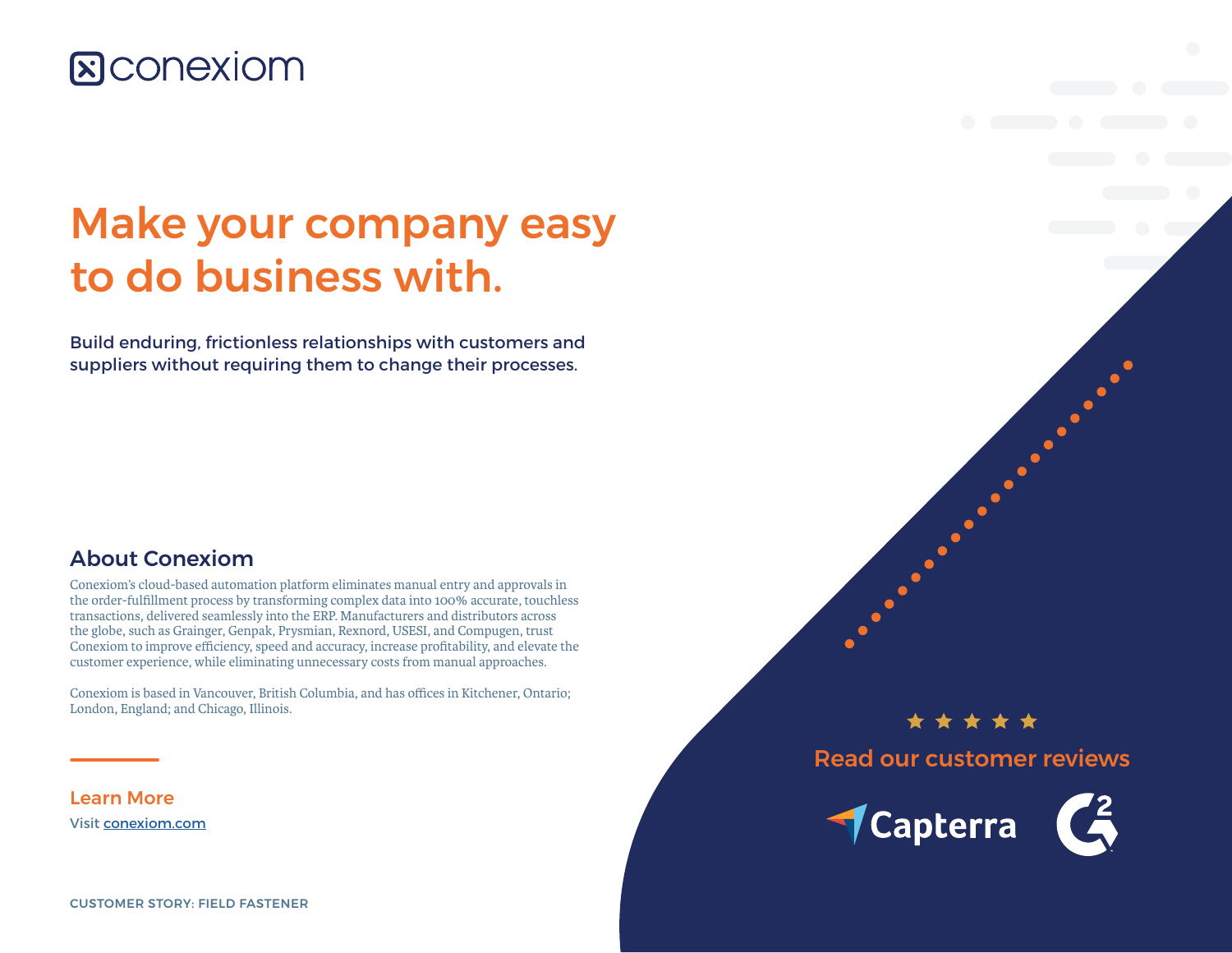conexiom

# Make your company easy to do business with.

Build enduring, frictionless relationships with customers and suppliers without requiring them to change their processes.

## About Conexiom

Conexiom's cloud-based automation platform eliminates manual entry and approvals in the order-fulfillment process by transforming complex data into 100% accurate, touchless transactions, delivered seamlessly into the ERP. Manufacturers and distributors across the globe, such as Grainger, Genpak, Prysmian, Rexnord, USESI, and Compugen, trust Conexiom to improve efficiency, speed and accuracy, increase profitability, and elevate the customer experience, while eliminating unnecessary costs from manual approaches.

Conexiom is based in Vancouver, British Columbia, and has offices in Kitchener, Ontario; London, England; and Chicago, Illinois.

### Learn More

Visit [conexiom.com](https://conexiom.com)

CUSTOMER STORY: FIELD FASTENER

★★★★★

Read our customer reviews

Capterra

G2